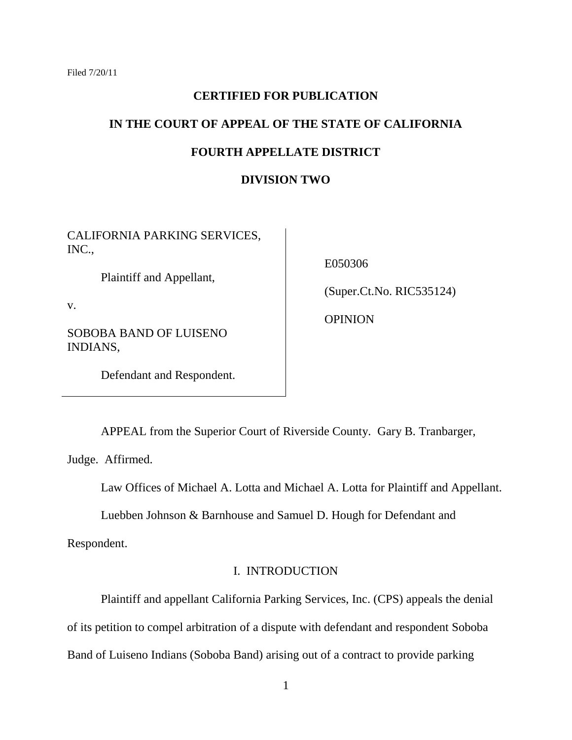Filed 7/20/11

**CERTIFIED FOR PUBLICATION**

**IN THE COURT OF APPEAL OF THE STATE OF CALIFORNIA**

**FOURTH APPELLATE DISTRICT**

**DIVISION TWO**

| | |
|---|---|
| CALIFORNIA PARKING SERVICES, INC.,<br><br>Plaintiff and Appellant,<br><br>v.<br><br>SOBOBA BAND OF LUISENO INDIANS,<br><br>Defendant and Respondent. | E050306<br><br>(Super.Ct.No. RIC535124)<br><br>OPINION |

APPEAL from the Superior Court of Riverside County. Gary B. Tranbarger, Judge. Affirmed.

Law Offices of Michael A. Lotta and Michael A. Lotta for Plaintiff and Appellant.

Luebben Johnson & Barnhouse and Samuel D. Hough for Defendant and Respondent.

## I. INTRODUCTION

Plaintiff and appellant California Parking Services, Inc. (CPS) appeals the denial of its petition to compel arbitration of a dispute with defendant and respondent Soboba Band of Luiseno Indians (Soboba Band) arising out of a contract to provide parking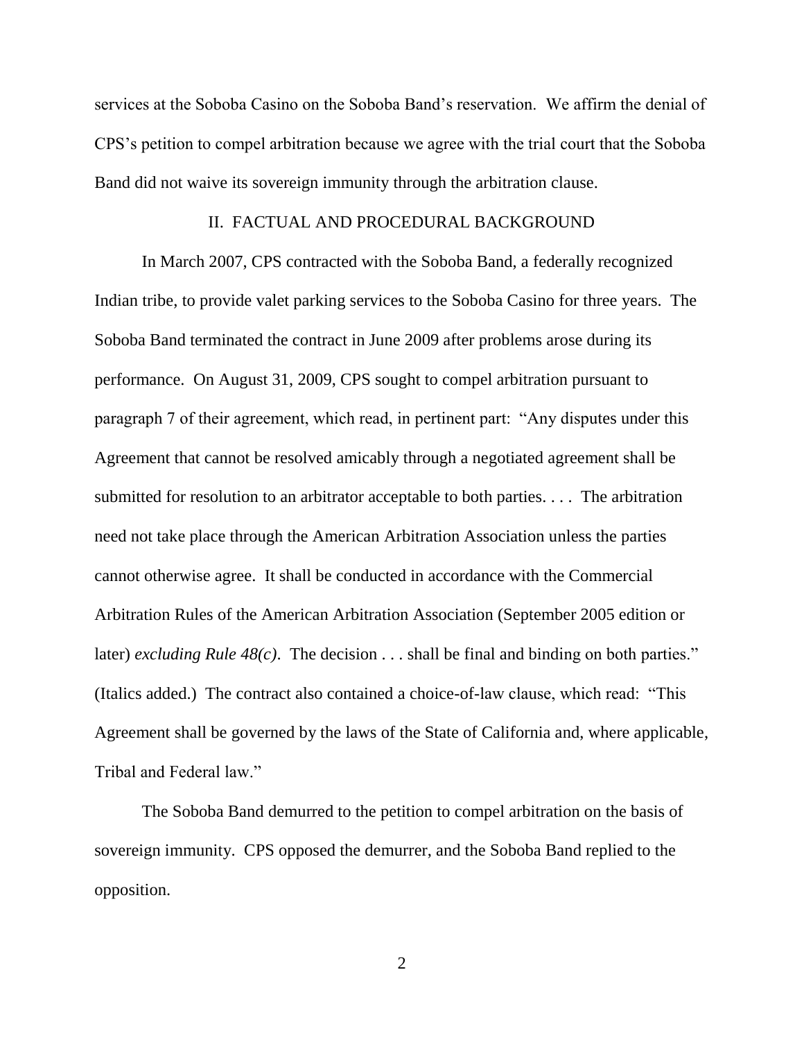services at the Soboba Casino on the Soboba Band's reservation. We affirm the denial of CPS's petition to compel arbitration because we agree with the trial court that the Soboba Band did not waive its sovereign immunity through the arbitration clause.

## II. FACTUAL AND PROCEDURAL BACKGROUND

In March 2007, CPS contracted with the Soboba Band, a federally recognized Indian tribe, to provide valet parking services to the Soboba Casino for three years. The Soboba Band terminated the contract in June 2009 after problems arose during its performance. On August 31, 2009, CPS sought to compel arbitration pursuant to paragraph 7 of their agreement, which read, in pertinent part: "Any disputes under this Agreement that cannot be resolved amicably through a negotiated agreement shall be submitted for resolution to an arbitrator acceptable to both parties. . . . The arbitration need not take place through the American Arbitration Association unless the parties cannot otherwise agree. It shall be conducted in accordance with the Commercial Arbitration Rules of the American Arbitration Association (September 2005 edition or later) *excluding Rule 48(c)*. The decision . . . shall be final and binding on both parties." (Italics added.) The contract also contained a choice-of-law clause, which read: "This Agreement shall be governed by the laws of the State of California and, where applicable, Tribal and Federal law."

The Soboba Band demurred to the petition to compel arbitration on the basis of sovereign immunity. CPS opposed the demurrer, and the Soboba Band replied to the opposition.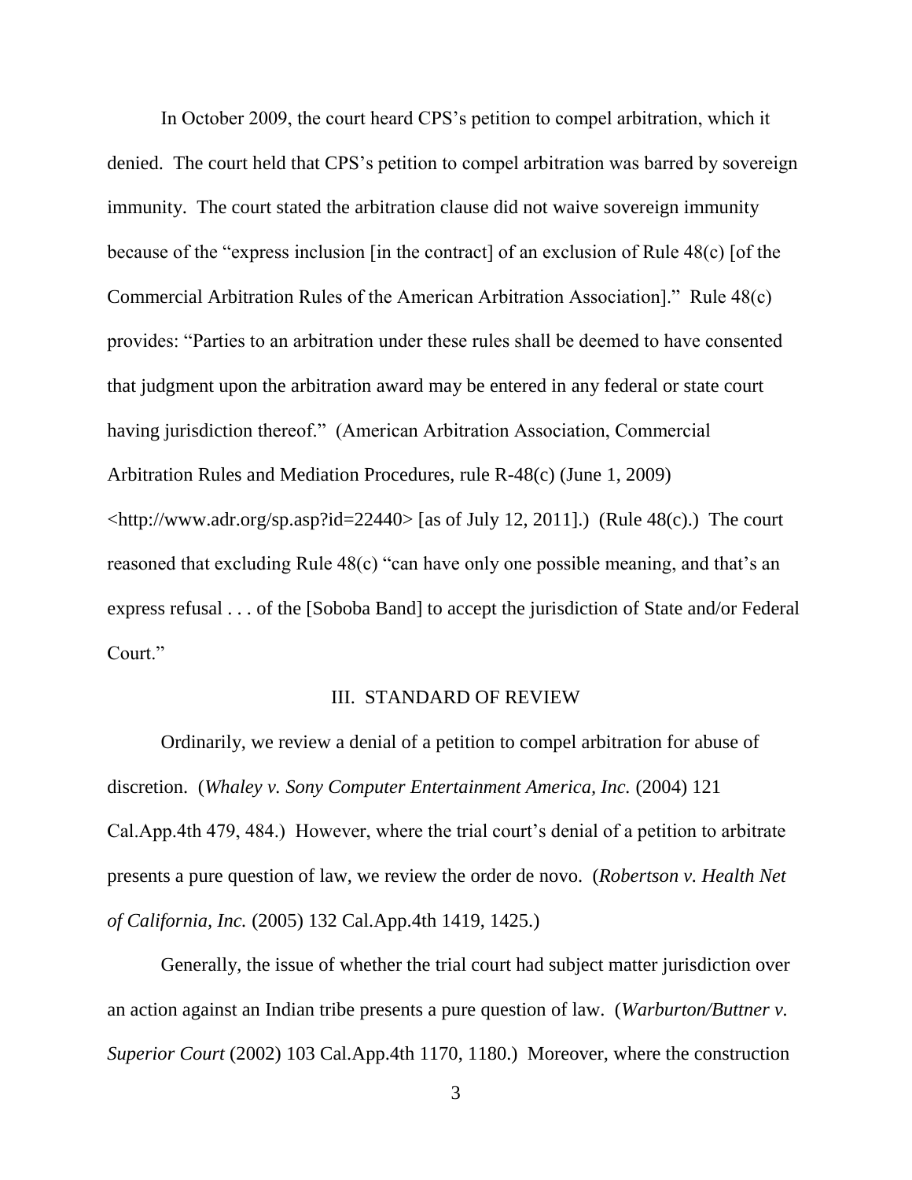In October 2009, the court heard CPS's petition to compel arbitration, which it denied. The court held that CPS's petition to compel arbitration was barred by sovereign immunity. The court stated the arbitration clause did not waive sovereign immunity because of the "express inclusion [in the contract] of an exclusion of Rule 48(c) [of the Commercial Arbitration Rules of the American Arbitration Association]." Rule 48(c) provides: "Parties to an arbitration under these rules shall be deemed to have consented that judgment upon the arbitration award may be entered in any federal or state court having jurisdiction thereof." (American Arbitration Association, Commercial Arbitration Rules and Mediation Procedures, rule R-48(c) (June 1, 2009) <http://www.adr.org/sp.asp?id=22440> [as of July 12, 2011].) (Rule 48(c).) The court reasoned that excluding Rule 48(c) "can have only one possible meaning, and that's an express refusal . . . of the [Soboba Band] to accept the jurisdiction of State and/or Federal Court."

## III. STANDARD OF REVIEW

Ordinarily, we review a denial of a petition to compel arbitration for abuse of discretion. (*Whaley v. Sony Computer Entertainment America, Inc.* (2004) 121 Cal.App.4th 479, 484.) However, where the trial court's denial of a petition to arbitrate presents a pure question of law, we review the order de novo. (*Robertson v. Health Net of California, Inc.* (2005) 132 Cal.App.4th 1419, 1425.)

Generally, the issue of whether the trial court had subject matter jurisdiction over an action against an Indian tribe presents a pure question of law. (*Warburton/Buttner v. Superior Court* (2002) 103 Cal.App.4th 1170, 1180.) Moreover, where the construction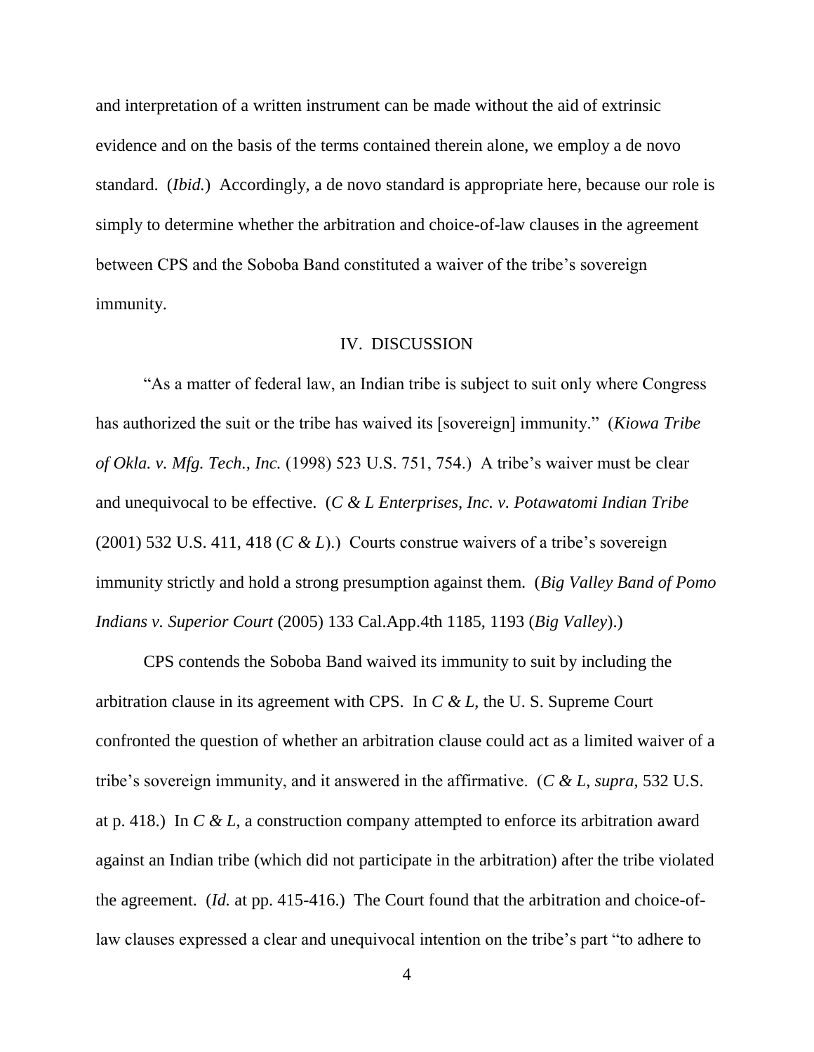and interpretation of a written instrument can be made without the aid of extrinsic evidence and on the basis of the terms contained therein alone, we employ a de novo standard. (*Ibid.*) Accordingly, a de novo standard is appropriate here, because our role is simply to determine whether the arbitration and choice-of-law clauses in the agreement between CPS and the Soboba Band constituted a waiver of the tribe's sovereign immunity.

## IV. DISCUSSION

"As a matter of federal law, an Indian tribe is subject to suit only where Congress has authorized the suit or the tribe has waived its [sovereign] immunity." (*Kiowa Tribe of Okla. v. Mfg. Tech., Inc.* (1998) 523 U.S. 751, 754.) A tribe's waiver must be clear and unequivocal to be effective. (*C & L Enterprises, Inc. v. Potawatomi Indian Tribe* (2001) 532 U.S. 411, 418 (*C & L*).) Courts construe waivers of a tribe's sovereign immunity strictly and hold a strong presumption against them. (*Big Valley Band of Pomo Indians v. Superior Court* (2005) 133 Cal.App.4th 1185, 1193 (*Big Valley*).)

CPS contends the Soboba Band waived its immunity to suit by including the arbitration clause in its agreement with CPS. In *C & L*, the U. S. Supreme Court confronted the question of whether an arbitration clause could act as a limited waiver of a tribe's sovereign immunity, and it answered in the affirmative. (*C & L*, *supra*, 532 U.S. at p. 418.) In *C & L*, a construction company attempted to enforce its arbitration award against an Indian tribe (which did not participate in the arbitration) after the tribe violated the agreement. (*Id.* at pp. 415-416.) The Court found that the arbitration and choice-of-law clauses expressed a clear and unequivocal intention on the tribe's part "to adhere to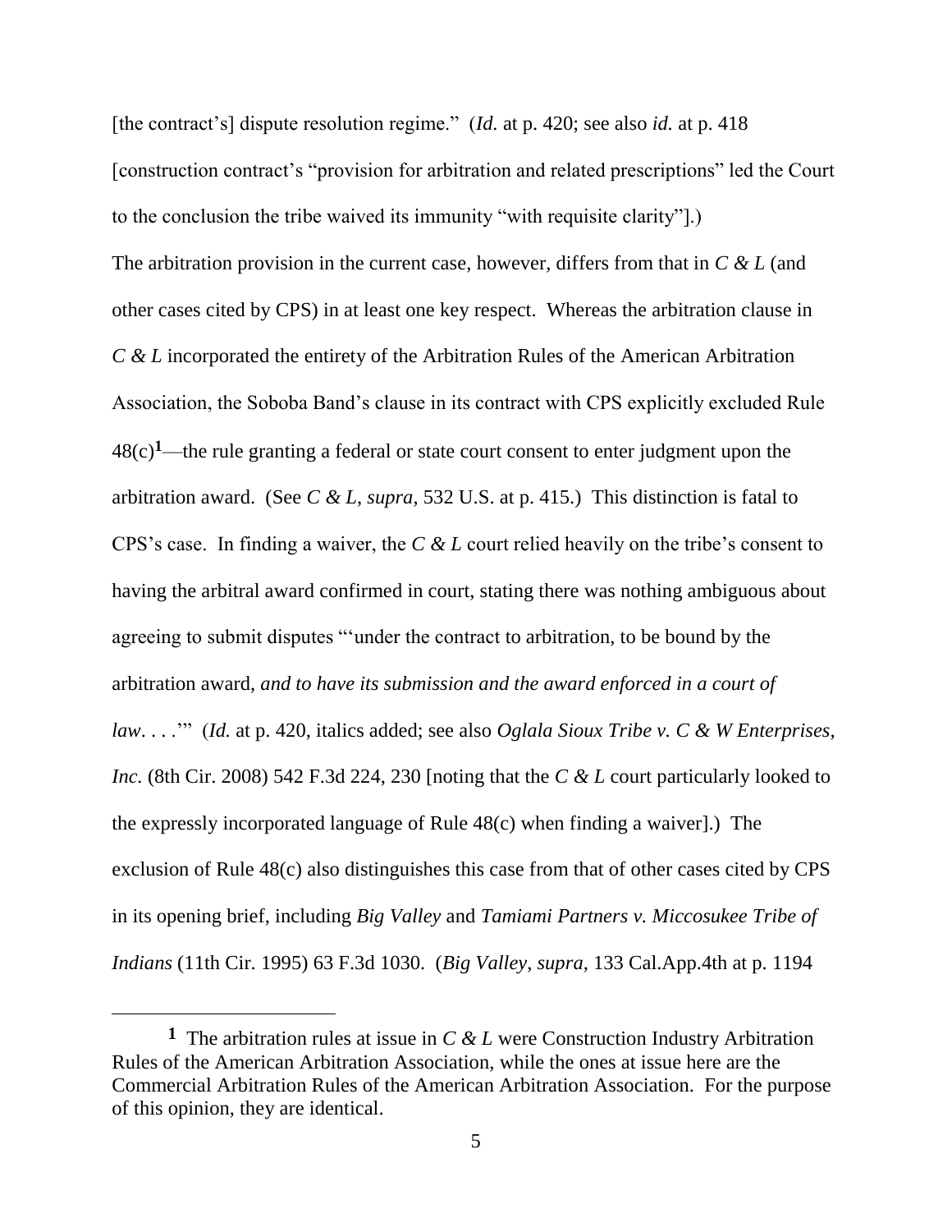[the contract's] dispute resolution regime." (*Id.* at p. 420; see also *id.* at p. 418 [construction contract's "provision for arbitration and related prescriptions" led the Court to the conclusion the tribe waived its immunity "with requisite clarity"].)

The arbitration provision in the current case, however, differs from that in *C & L* (and other cases cited by CPS) in at least one key respect. Whereas the arbitration clause in *C & L* incorporated the entirety of the Arbitration Rules of the American Arbitration Association, the Soboba Band's clause in its contract with CPS explicitly excluded Rule 48(c)[1]—the rule granting a federal or state court consent to enter judgment upon the arbitration award. (See *C & L*, *supra*, 532 U.S. at p. 415.) This distinction is fatal to CPS's case. In finding a waiver, the *C & L* court relied heavily on the tribe's consent to having the arbitral award confirmed in court, stating there was nothing ambiguous about agreeing to submit disputes "'under the contract to arbitration, to be bound by the arbitration award, *and to have its submission and the award enforced in a court of law*. . . .'" (*Id.* at p. 420, italics added; see also *Oglala Sioux Tribe v. C & W Enterprises, Inc.* (8th Cir. 2008) 542 F.3d 224, 230 [noting that the *C & L* court particularly looked to the expressly incorporated language of Rule 48(c) when finding a waiver].) The exclusion of Rule 48(c) also distinguishes this case from that of other cases cited by CPS in its opening brief, including *Big Valley* and *Tamiami Partners v. Miccosukee Tribe of Indians* (11th Cir. 1995) 63 F.3d 1030. (*Big Valley*, *supra*, 133 Cal.App.4th at p. 1194

---

[1] The arbitration rules at issue in *C & L* were Construction Industry Arbitration Rules of the American Arbitration Association, while the ones at issue here are the Commercial Arbitration Rules of the American Arbitration Association. For the purpose of this opinion, they are identical.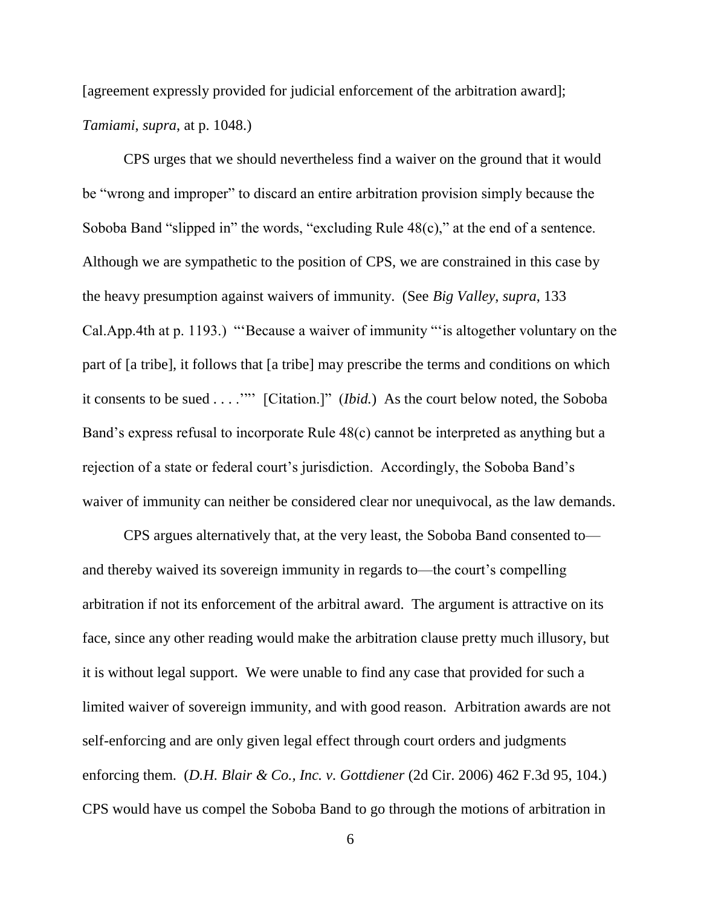[agreement expressly provided for judicial enforcement of the arbitration award]; *Tamiami*, *supra*, at p. 1048.)

CPS urges that we should nevertheless find a waiver on the ground that it would be "wrong and improper" to discard an entire arbitration provision simply because the Soboba Band "slipped in" the words, "excluding Rule 48(c)," at the end of a sentence. Although we are sympathetic to the position of CPS, we are constrained in this case by the heavy presumption against waivers of immunity. (See *Big Valley*, *supra*, 133 Cal.App.4th at p. 1193.) "'Because a waiver of immunity "'is altogether voluntary on the part of [a tribe], it follows that [a tribe] may prescribe the terms and conditions on which it consents to be sued . . . .'"' [Citation.]" (*Ibid.*) As the court below noted, the Soboba Band's express refusal to incorporate Rule 48(c) cannot be interpreted as anything but a rejection of a state or federal court's jurisdiction. Accordingly, the Soboba Band's waiver of immunity can neither be considered clear nor unequivocal, as the law demands.

CPS argues alternatively that, at the very least, the Soboba Band consented to—and thereby waived its sovereign immunity in regards to—the court's compelling arbitration if not its enforcement of the arbitral award. The argument is attractive on its face, since any other reading would make the arbitration clause pretty much illusory, but it is without legal support. We were unable to find any case that provided for such a limited waiver of sovereign immunity, and with good reason. Arbitration awards are not self-enforcing and are only given legal effect through court orders and judgments enforcing them. (*D.H. Blair & Co., Inc. v. Gottdiener* (2d Cir. 2006) 462 F.3d 95, 104.) CPS would have us compel the Soboba Band to go through the motions of arbitration in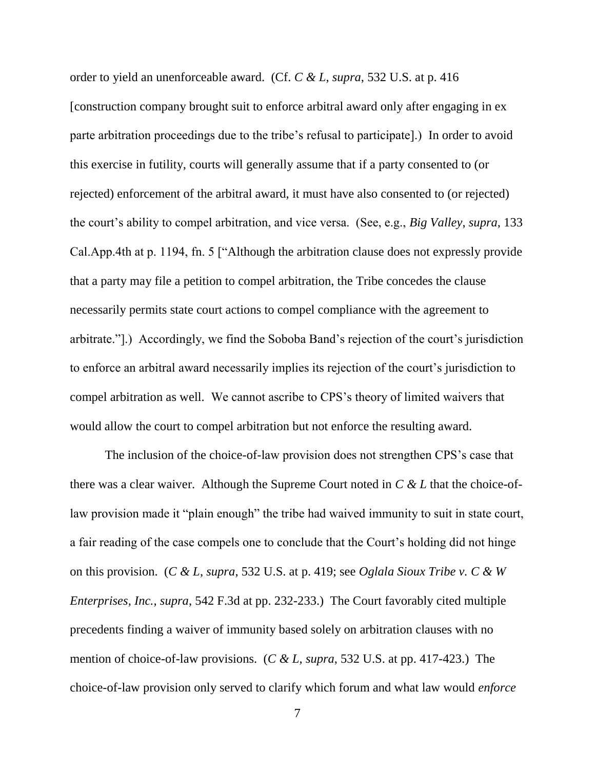order to yield an unenforceable award. (Cf. *C & L*, *supra*, 532 U.S. at p. 416 [construction company brought suit to enforce arbitral award only after engaging in ex parte arbitration proceedings due to the tribe's refusal to participate].) In order to avoid this exercise in futility, courts will generally assume that if a party consented to (or rejected) enforcement of the arbitral award, it must have also consented to (or rejected) the court's ability to compel arbitration, and vice versa. (See, e.g., *Big Valley*, *supra*, 133 Cal.App.4th at p. 1194, fn. 5 ["Although the arbitration clause does not expressly provide that a party may file a petition to compel arbitration, the Tribe concedes the clause necessarily permits state court actions to compel compliance with the agreement to arbitrate."].) Accordingly, we find the Soboba Band's rejection of the court's jurisdiction to enforce an arbitral award necessarily implies its rejection of the court's jurisdiction to compel arbitration as well. We cannot ascribe to CPS's theory of limited waivers that would allow the court to compel arbitration but not enforce the resulting award.

The inclusion of the choice-of-law provision does not strengthen CPS's case that there was a clear waiver. Although the Supreme Court noted in *C & L* that the choice-of-law provision made it "plain enough" the tribe had waived immunity to suit in state court, a fair reading of the case compels one to conclude that the Court's holding did not hinge on this provision. (*C & L*, *supra*, 532 U.S. at p. 419; see *Oglala Sioux Tribe v. C & W Enterprises, Inc.*, *supra*, 542 F.3d at pp. 232-233.) The Court favorably cited multiple precedents finding a waiver of immunity based solely on arbitration clauses with no mention of choice-of-law provisions. (*C & L*, *supra*, 532 U.S. at pp. 417-423.) The choice-of-law provision only served to clarify which forum and what law would *enforce*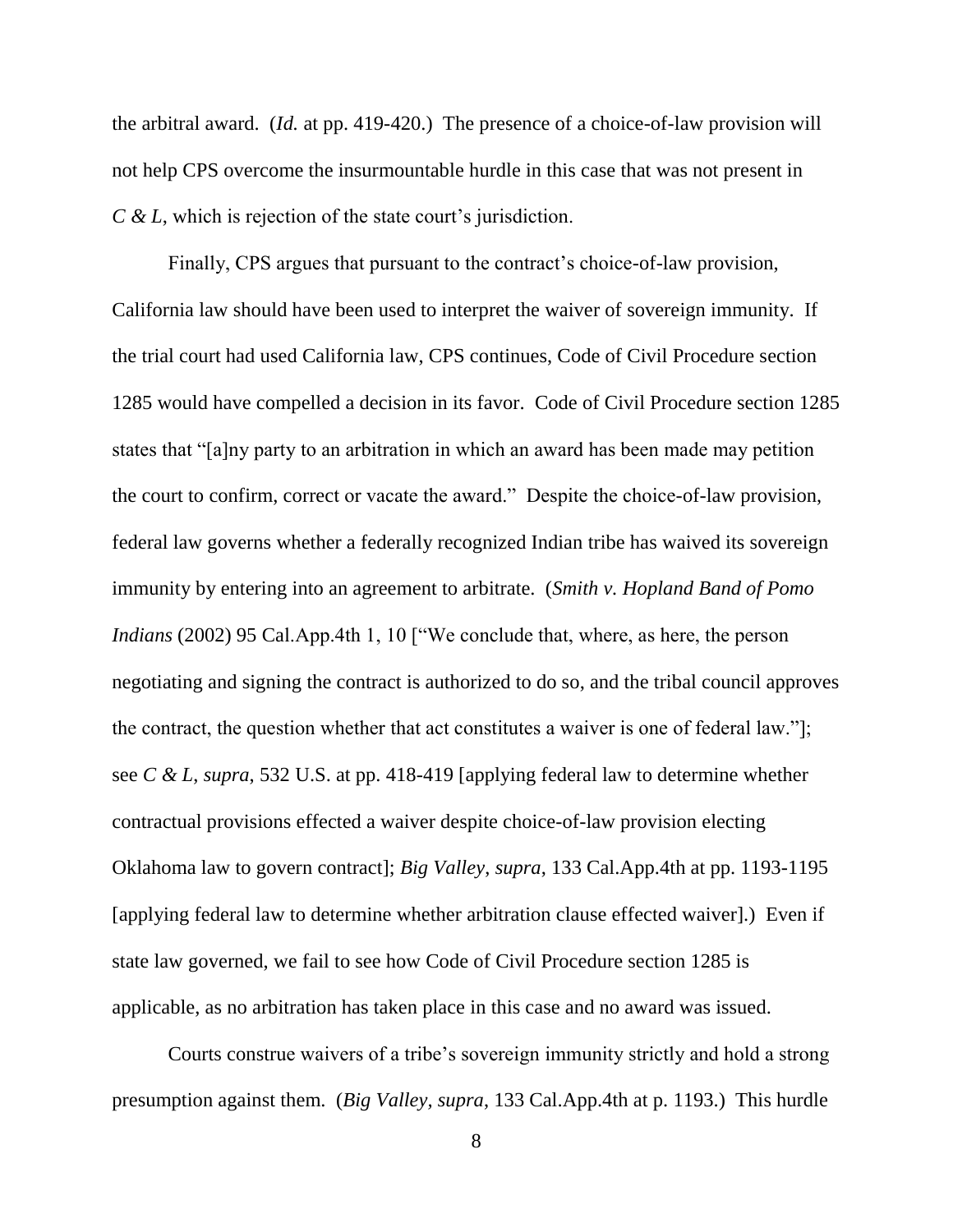the arbitral award. (*Id.* at pp. 419-420.) The presence of a choice-of-law provision will not help CPS overcome the insurmountable hurdle in this case that was not present in *C & L*, which is rejection of the state court's jurisdiction.

Finally, CPS argues that pursuant to the contract's choice-of-law provision, California law should have been used to interpret the waiver of sovereign immunity. If the trial court had used California law, CPS continues, Code of Civil Procedure section 1285 would have compelled a decision in its favor. Code of Civil Procedure section 1285 states that "[a]ny party to an arbitration in which an award has been made may petition the court to confirm, correct or vacate the award." Despite the choice-of-law provision, federal law governs whether a federally recognized Indian tribe has waived its sovereign immunity by entering into an agreement to arbitrate. (*Smith v. Hopland Band of Pomo Indians* (2002) 95 Cal.App.4th 1, 10 ["We conclude that, where, as here, the person negotiating and signing the contract is authorized to do so, and the tribal council approves the contract, the question whether that act constitutes a waiver is one of federal law."]; see *C & L*, *supra*, 532 U.S. at pp. 418-419 [applying federal law to determine whether contractual provisions effected a waiver despite choice-of-law provision electing Oklahoma law to govern contract]; *Big Valley*, *supra*, 133 Cal.App.4th at pp. 1193-1195 [applying federal law to determine whether arbitration clause effected waiver].) Even if state law governed, we fail to see how Code of Civil Procedure section 1285 is applicable, as no arbitration has taken place in this case and no award was issued.

Courts construe waivers of a tribe's sovereign immunity strictly and hold a strong presumption against them. (*Big Valley*, *supra*, 133 Cal.App.4th at p. 1193.) This hurdle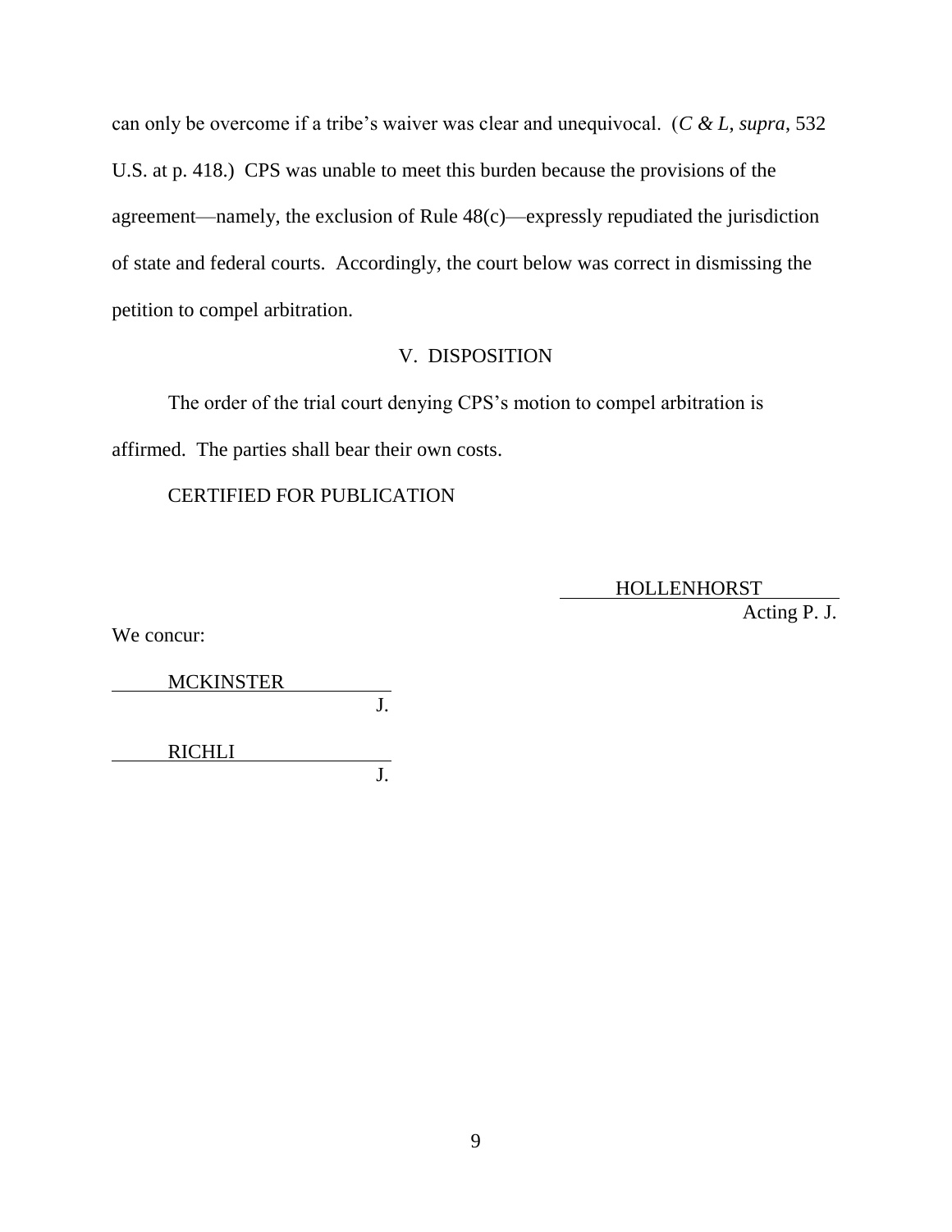can only be overcome if a tribe's waiver was clear and unequivocal. (*C & L*, *supra*, 532 U.S. at p. 418.) CPS was unable to meet this burden because the provisions of the agreement—namely, the exclusion of Rule 48(c)—expressly repudiated the jurisdiction of state and federal courts. Accordingly, the court below was correct in dismissing the petition to compel arbitration.

## V. DISPOSITION

The order of the trial court denying CPS's motion to compel arbitration is affirmed. The parties shall bear their own costs.

CERTIFIED FOR PUBLICATION

HOLLENHORST
Acting P. J.

We concur:

MCKINSTER
J.

RICHLI
J.